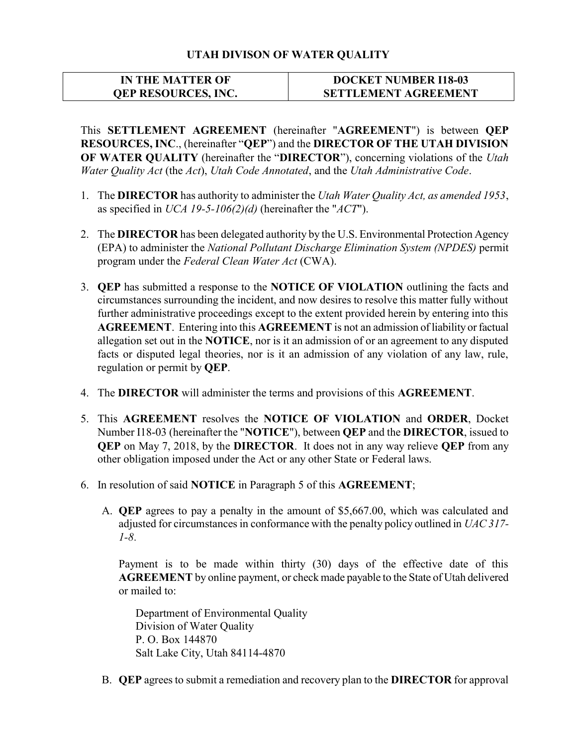# UTAH DIVISON OF WATER QUALITY

| IN THE MATTER OF<br>QEP RESOURCES, INC. | DOCKET NUMBER I18-03<br>SETTLEMENT AGREEMENT |
|---|---|

This **SETTLEMENT AGREEMENT** (hereinafter "**AGREEMENT**") is between **QEP RESOURCES, INC**., (hereinafter "**QEP**") and the **DIRECTOR OF THE UTAH DIVISION OF WATER QUALITY** (hereinafter the "**DIRECTOR**"), concerning violations of the *Utah Water Quality Act* (the *Act*), *Utah Code Annotated*, and the *Utah Administrative Code*.

1. The **DIRECTOR** has authority to administer the *Utah Water Quality Act, as amended 1953*, as specified in *UCA 19-5-106(2)(d)* (hereinafter the "*ACT*").

2. The **DIRECTOR** has been delegated authority by the U.S. Environmental Protection Agency (EPA) to administer the *National Pollutant Discharge Elimination System (NPDES)* permit program under the *Federal Clean Water Act* (CWA).

3. **QEP** has submitted a response to the **NOTICE OF VIOLATION** outlining the facts and circumstances surrounding the incident, and now desires to resolve this matter fully without further administrative proceedings except to the extent provided herein by entering into this **AGREEMENT**. Entering into this **AGREEMENT** is not an admission of liability or factual allegation set out in the **NOTICE**, nor is it an admission of or an agreement to any disputed facts or disputed legal theories, nor is it an admission of any violation of any law, rule, regulation or permit by **QEP**.

4. The **DIRECTOR** will administer the terms and provisions of this **AGREEMENT**.

5. This **AGREEMENT** resolves the **NOTICE OF VIOLATION** and **ORDER**, Docket Number I18-03 (hereinafter the "**NOTICE**"), between **QEP** and the **DIRECTOR**, issued to **QEP** on May 7, 2018, by the **DIRECTOR**. It does not in any way relieve **QEP** from any other obligation imposed under the Act or any other State or Federal laws.

6. In resolution of said **NOTICE** in Paragraph 5 of this **AGREEMENT**;

   A. **QEP** agrees to pay a penalty in the amount of $5,667.00, which was calculated and adjusted for circumstances in conformance with the penalty policy outlined in *UAC 317-1-8*.

      Payment is to be made within thirty (30) days of the effective date of this **AGREEMENT** by online payment, or check made payable to the State of Utah delivered or mailed to:

      Department of Environmental Quality
      Division of Water Quality
      P. O. Box 144870
      Salt Lake City, Utah 84114-4870

   B. **QEP** agrees to submit a remediation and recovery plan to the **DIRECTOR** for approval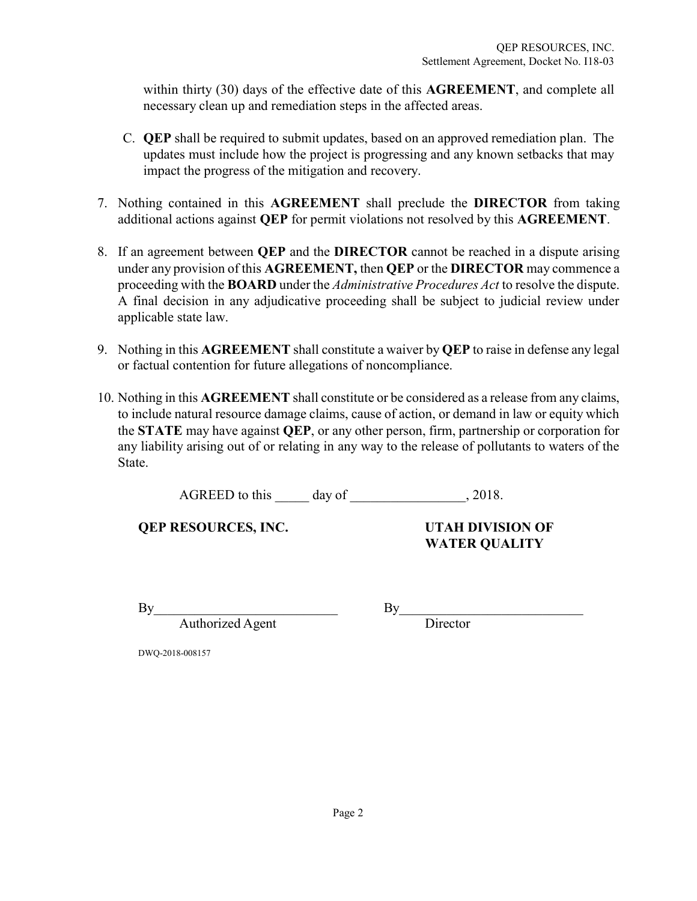within thirty (30) days of the effective date of this **AGREEMENT**, and complete all necessary clean up and remediation steps in the affected areas.

C. **QEP** shall be required to submit updates, based on an approved remediation plan. The updates must include how the project is progressing and any known setbacks that may impact the progress of the mitigation and recovery.

7. Nothing contained in this **AGREEMENT** shall preclude the **DIRECTOR** from taking additional actions against **QEP** for permit violations not resolved by this **AGREEMENT**.

8. If an agreement between **QEP** and the **DIRECTOR** cannot be reached in a dispute arising under any provision of this **AGREEMENT,** then **QEP** or the **DIRECTOR** may commence a proceeding with the **BOARD** under the *Administrative Procedures Act* to resolve the dispute. A final decision in any adjudicative proceeding shall be subject to judicial review under applicable state law.

9. Nothing in this **AGREEMENT** shall constitute a waiver by **QEP** to raise in defense any legal or factual contention for future allegations of noncompliance.

10. Nothing in this **AGREEMENT** shall constitute or be considered as a release from any claims, to include natural resource damage claims, cause of action, or demand in law or equity which the **STATE** may have against **QEP**, or any other person, firm, partnership or corporation for any liability arising out of or relating in any way to the release of pollutants to waters of the State.

AGREED to this _____ day of _________________, 2018.

| | |
|---|---|
| **QEP RESOURCES, INC.** | **UTAH DIVISION OF WATER QUALITY** |
| By___________________________ | By___________________________ |
| Authorized Agent | Director |

DWQ-2018-008157